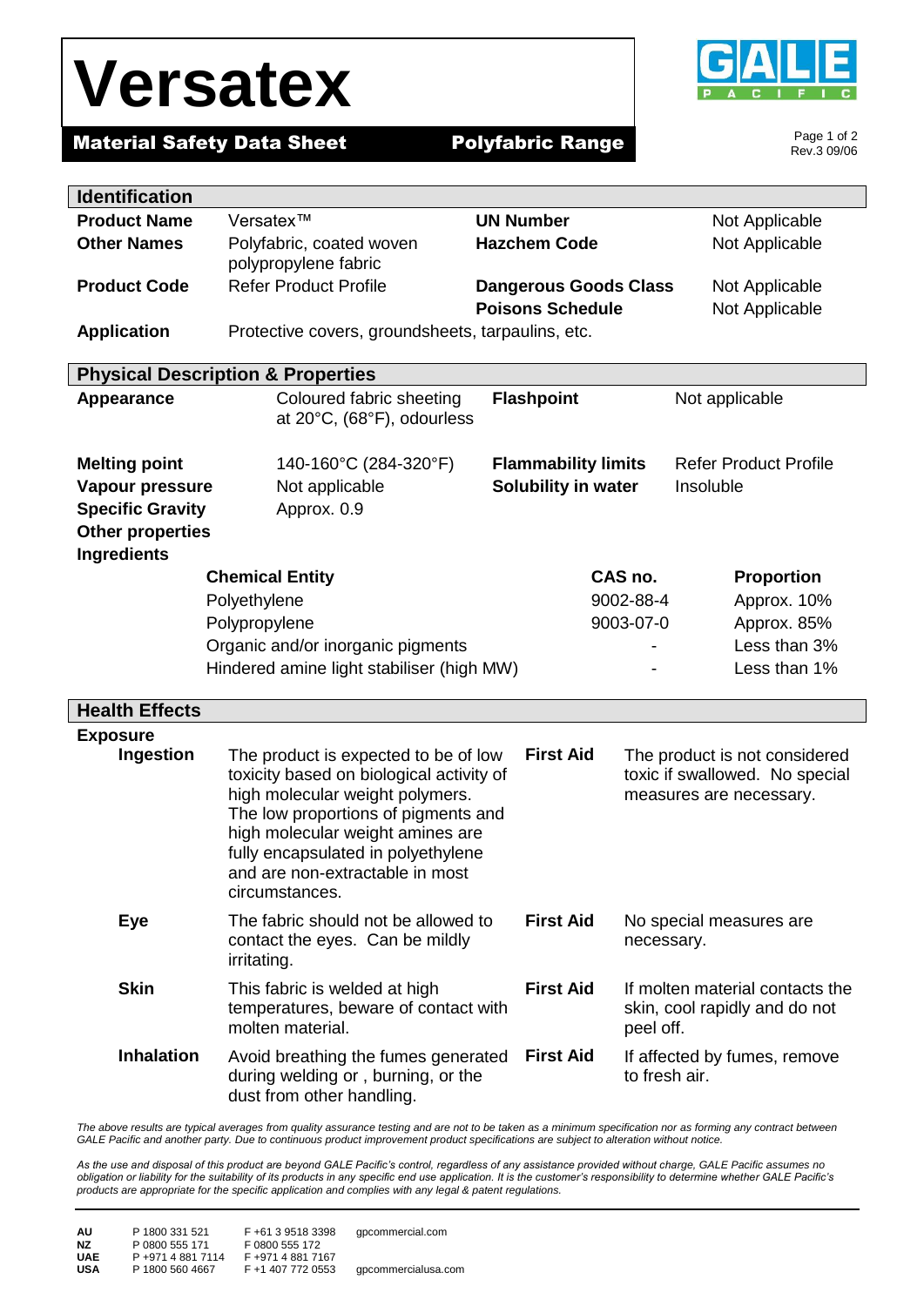# Versatex

**Material Safety Data Sheet** **Polyfabric Range**

GALE PACIFIC

Rev.3 09/06

## Identification

| | | | |
|---|---|---|---|
| **Product Name** | Versatex™ | **UN Number** | Not Applicable |
| **Other Names** | Polyfabric, coated woven polypropylene fabric | **Hazchem Code** | Not Applicable |
| **Product Code** | Refer Product Profile | **Dangerous Goods Class** | Not Applicable |
| | | **Poisons Schedule** | Not Applicable |
| **Application** | Protective covers, groundsheets, tarpaulins, etc. | | |

## Physical Description & Properties

| | | | |
|---|---|---|---|
| **Appearance** | Coloured fabric sheeting at 20°C, (68°F), odourless | **Flashpoint** | Not applicable |
| **Melting point** | 140-160°C (284-320°F) | **Flammability limits** | Refer Product Profile |
| **Vapour pressure** | Not applicable | **Solubility in water** | Insoluble |
| **Specific Gravity** | Approx. 0.9 | | |
| **Other properties** | | | |

**Ingredients**

| Chemical Entity | CAS no. | Proportion |
|---|---|---|
| Polyethylene | 9002-88-4 | Approx. 10% |
| Polypropylene | 9003-07-0 | Approx. 85% |
| Organic and/or inorganic pigments | - | Less than 3% |
| Hindered amine light stabiliser (high MW) | - | Less than 1% |

## Health Effects

**Exposure**

| | | | |
|---|---|---|---|
| **Ingestion** | The product is expected to be of low toxicity based on biological activity of high molecular weight polymers. The low proportions of pigments and high molecular weight amines are fully encapsulated in polyethylene and are non-extractable in most circumstances. | **First Aid** | The product is not considered toxic if swallowed. No special measures are necessary. |
| **Eye** | The fabric should not be allowed to contact the eyes. Can be mildly irritating. | **First Aid** | No special measures are necessary. |
| **Skin** | This fabric is welded at high temperatures, beware of contact with molten material. | **First Aid** | If molten material contacts the skin, cool rapidly and do not peel off. |
| **Inhalation** | Avoid breathing the fumes generated during welding or , burning, or the dust from other handling. | **First Aid** | If affected by fumes, remove to fresh air. |

*The above results are typical averages from quality assurance testing and are not to be taken as a minimum specification nor as forming any contract between GALE Pacific and another party. Due to continuous product improvement product specifications are subject to alteration without notice.*

*As the use and disposal of this product are beyond GALE Pacific's control, regardless of any assistance provided without charge, GALE Pacific assumes no obligation or liability for the suitability of its products in any specific end use application. It is the customer's responsibility to determine whether GALE Pacific's products are appropriate for the specific application and complies with any legal & patent regulations.*

| | | | |
|---|---|---|---|
| **AU** | P 1800 331 521 | F +61 3 9518 3398 | gpcommercial.com |
| **NZ** | P 0800 555 171 | F 0800 555 172 | |
| **UAE** | P +971 4 881 7114 | F +971 4 881 7167 | |
| **USA** | P 1800 560 4667 | F +1 407 772 0553 | gpcommercialusa.com |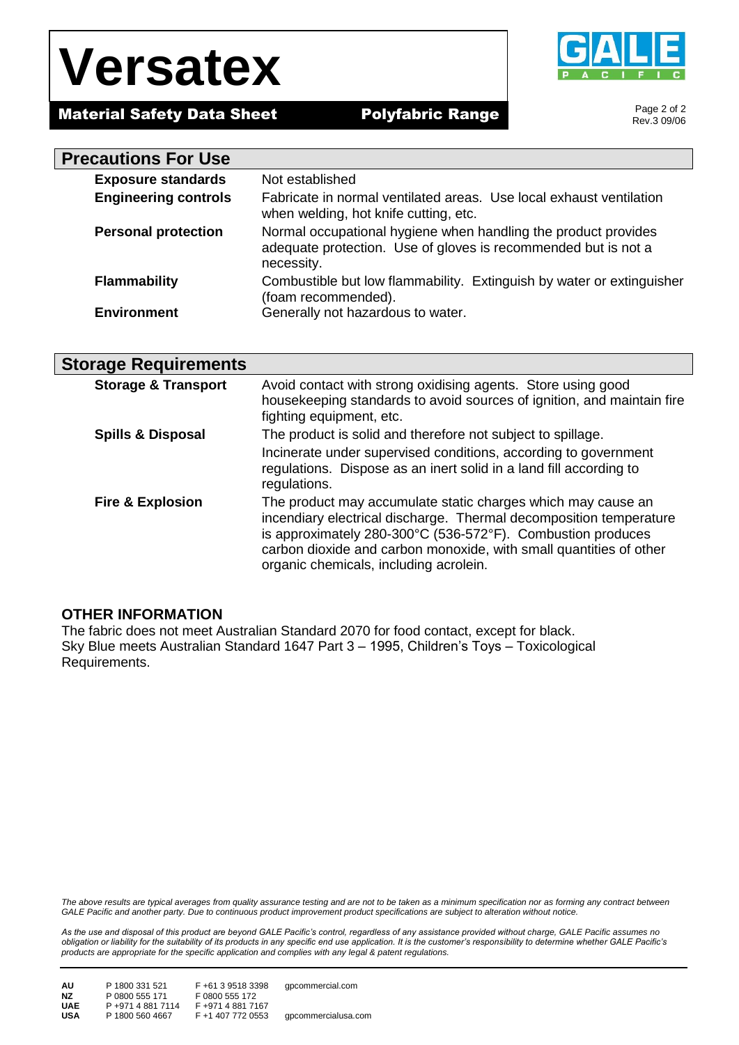# Versatex

**Material Safety Data Sheet** **Polyfabric Range**

## Precautions For Use

| | |
|---|---|
| **Exposure standards** | Not established |
| **Engineering controls** | Fabricate in normal ventilated areas. Use local exhaust ventilation when welding, hot knife cutting, etc. |
| **Personal protection** | Normal occupational hygiene when handling the product provides adequate protection. Use of gloves is recommended but is not a necessity. |
| **Flammability** | Combustible but low flammability. Extinguish by water or extinguisher (foam recommended). |
| **Environment** | Generally not hazardous to water. |

## Storage Requirements

| | |
|---|---|
| **Storage & Transport** | Avoid contact with strong oxidising agents. Store using good housekeeping standards to avoid sources of ignition, and maintain fire fighting equipment, etc. |
| **Spills & Disposal** | The product is solid and therefore not subject to spillage. Incinerate under supervised conditions, according to government regulations. Dispose as an inert solid in a land fill according to regulations. |
| **Fire & Explosion** | The product may accumulate static charges which may cause an incendiary electrical discharge. Thermal decomposition temperature is approximately 280-300°C (536-572°F). Combustion produces carbon dioxide and carbon monoxide, with small quantities of other organic chemicals, including acrolein. |

### OTHER INFORMATION

The fabric does not meet Australian Standard 2070 for food contact, except for black.
Sky Blue meets Australian Standard 1647 Part 3 – 1995, Children's Toys – Toxicological Requirements.

*The above results are typical averages from quality assurance testing and are not to be taken as a minimum specification nor as forming any contract between GALE Pacific and another party. Due to continuous product improvement product specifications are subject to alteration without notice.*

*As the use and disposal of this product are beyond GALE Pacific's control, regardless of any assistance provided without charge, GALE Pacific assumes no obligation or liability for the suitability of its products in any specific end use application. It is the customer's responsibility to determine whether GALE Pacific's products are appropriate for the specific application and complies with any legal & patent regulations.*

| | | | |
|---|---|---|---|
| **AU** | P 1800 331 521 | F +61 3 9518 3398 | gpcommercial.com |
| **NZ** | P 0800 555 171 | F 0800 555 172 | |
| **UAE** | P +971 4 881 7114 | F +971 4 881 7167 | |
| **USA** | P 1800 560 4667 | F +1 407 772 0553 | gpcommercialusa.com |